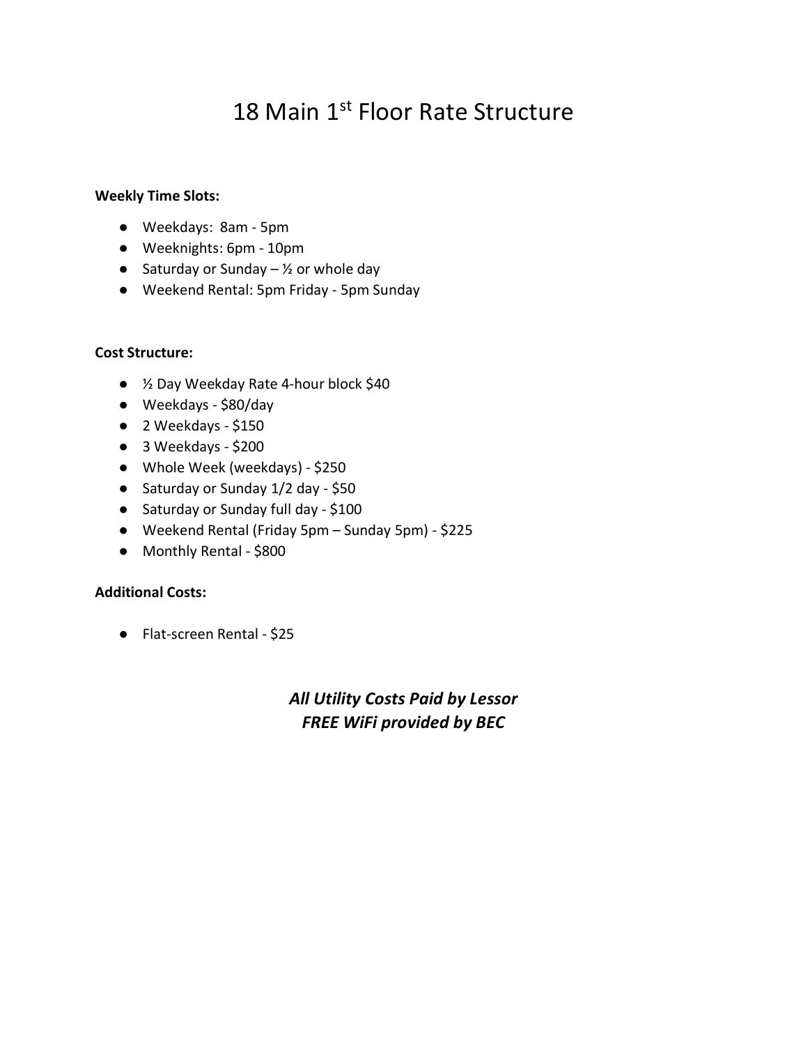# 18 Main 1st Floor Rate Structure

**Weekly Time Slots:**

- Weekdays:  8am - 5pm
- Weeknights: 6pm - 10pm
- Saturday or Sunday – ½ or whole day
- Weekend Rental: 5pm Friday - 5pm Sunday

**Cost Structure:**

- ½ Day Weekday Rate 4-hour block $40
- Weekdays - $80/day
- 2 Weekdays - $150
- 3 Weekdays - $200
- Whole Week (weekdays) - $250
- Saturday or Sunday 1/2 day - $50
- Saturday or Sunday full day - $100
- Weekend Rental (Friday 5pm – Sunday 5pm) - $225
- Monthly Rental - $800

**Additional Costs:**

- Flat-screen Rental - $25

***All Utility Costs Paid by Lessor***
***FREE WiFi provided by BEC***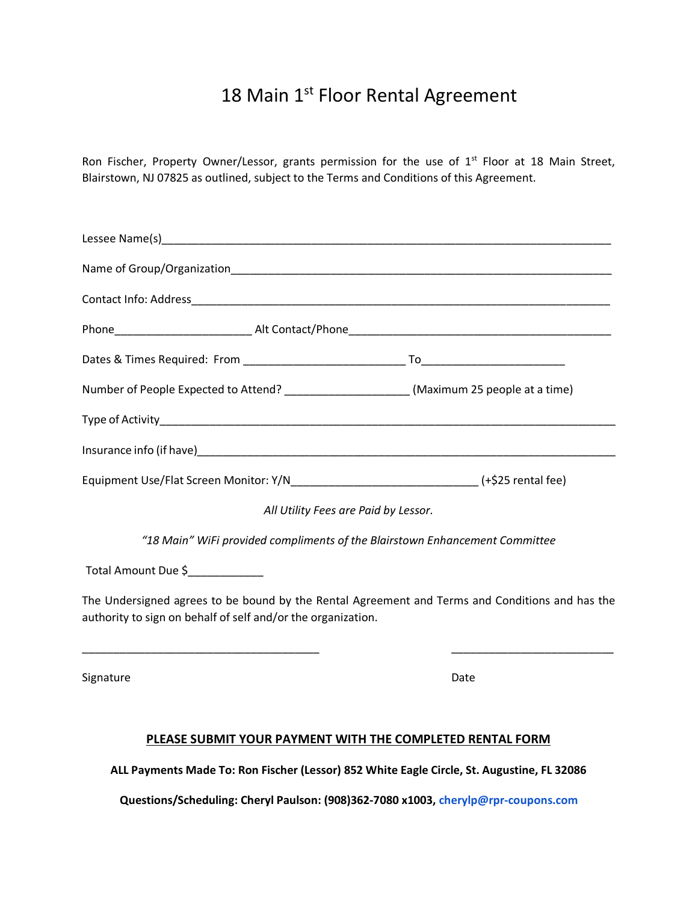# 18 Main 1st Floor Rental Agreement

Ron Fischer, Property Owner/Lessor, grants permission for the use of 1st Floor at 18 Main Street, Blairstown, NJ 07825 as outlined, subject to the Terms and Conditions of this Agreement.

Lessee Name(s)_______________________________________________________________________

Name of Group/Organization_____________________________________________________________

Contact Info: Address___________________________________________________________________

Phone______________________ Alt Contact/Phone__________________________________________

Dates & Times Required: From __________________________ To______________________

Number of People Expected to Attend? ___________________ (Maximum 25 people at a time)

Type of Activity________________________________________________________________________

Insurance info (if have)__________________________________________________________________

Equipment Use/Flat Screen Monitor: Y/N_____________________________ (+$25 rental fee)

*All Utility Fees are Paid by Lessor.*

*"18 Main" WiFi provided compliments of the Blairstown Enhancement Committee*

Total Amount Due $____________

The Undersigned agrees to be bound by the Rental Agreement and Terms and Conditions and has the authority to sign on behalf of self and/or the organization.

______________________________________ ___________________________

Signature Date

**PLEASE SUBMIT YOUR PAYMENT WITH THE COMPLETED RENTAL FORM**

**ALL Payments Made To: Ron Fischer (Lessor) 852 White Eagle Circle, St. Augustine, FL 32086**

**Questions/Scheduling: Cheryl Paulson: (908)362-7080 x1003, cherylp@rpr-coupons.com**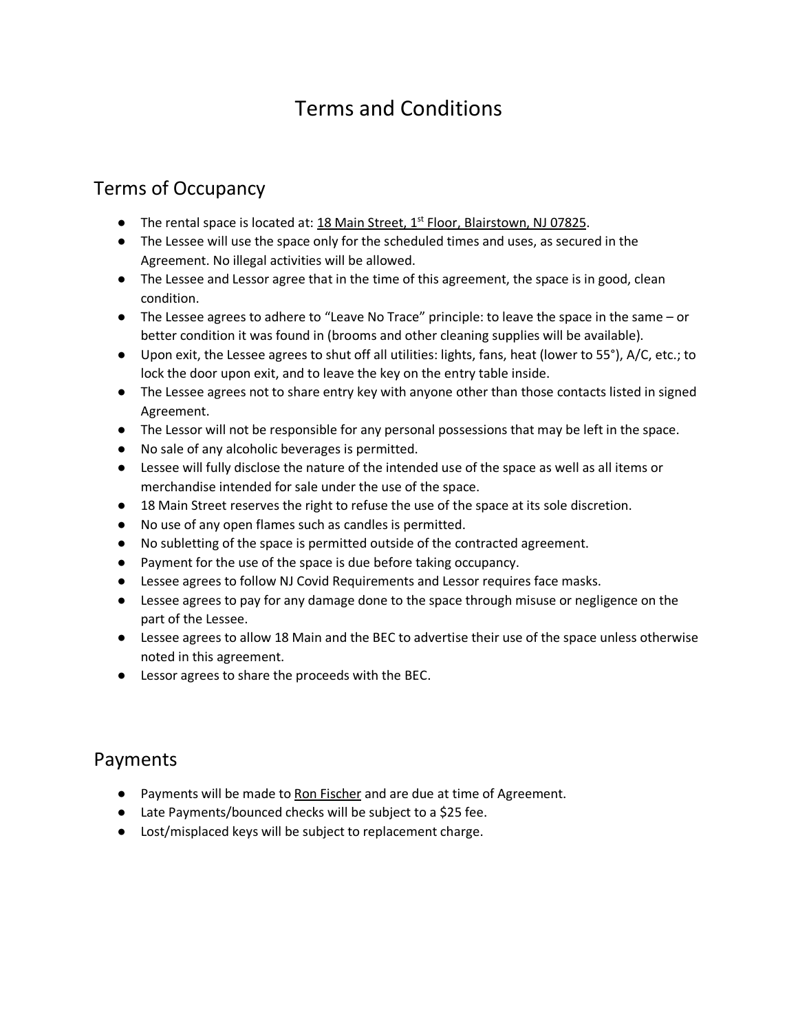# Terms and Conditions

## Terms of Occupancy

- The rental space is located at: 18 Main Street, 1st Floor, Blairstown, NJ 07825.
- The Lessee will use the space only for the scheduled times and uses, as secured in the Agreement. No illegal activities will be allowed.
- The Lessee and Lessor agree that in the time of this agreement, the space is in good, clean condition.
- The Lessee agrees to adhere to "Leave No Trace" principle: to leave the space in the same – or better condition it was found in (brooms and other cleaning supplies will be available).
- Upon exit, the Lessee agrees to shut off all utilities: lights, fans, heat (lower to 55°), A/C, etc.; to lock the door upon exit, and to leave the key on the entry table inside.
- The Lessee agrees not to share entry key with anyone other than those contacts listed in signed Agreement.
- The Lessor will not be responsible for any personal possessions that may be left in the space.
- No sale of any alcoholic beverages is permitted.
- Lessee will fully disclose the nature of the intended use of the space as well as all items or merchandise intended for sale under the use of the space.
- 18 Main Street reserves the right to refuse the use of the space at its sole discretion.
- No use of any open flames such as candles is permitted.
- No subletting of the space is permitted outside of the contracted agreement.
- Payment for the use of the space is due before taking occupancy.
- Lessee agrees to follow NJ Covid Requirements and Lessor requires face masks.
- Lessee agrees to pay for any damage done to the space through misuse or negligence on the part of the Lessee.
- Lessee agrees to allow 18 Main and the BEC to advertise their use of the space unless otherwise noted in this agreement.
- Lessor agrees to share the proceeds with the BEC.

## Payments

- Payments will be made to Ron Fischer and are due at time of Agreement.
- Late Payments/bounced checks will be subject to a $25 fee.
- Lost/misplaced keys will be subject to replacement charge.